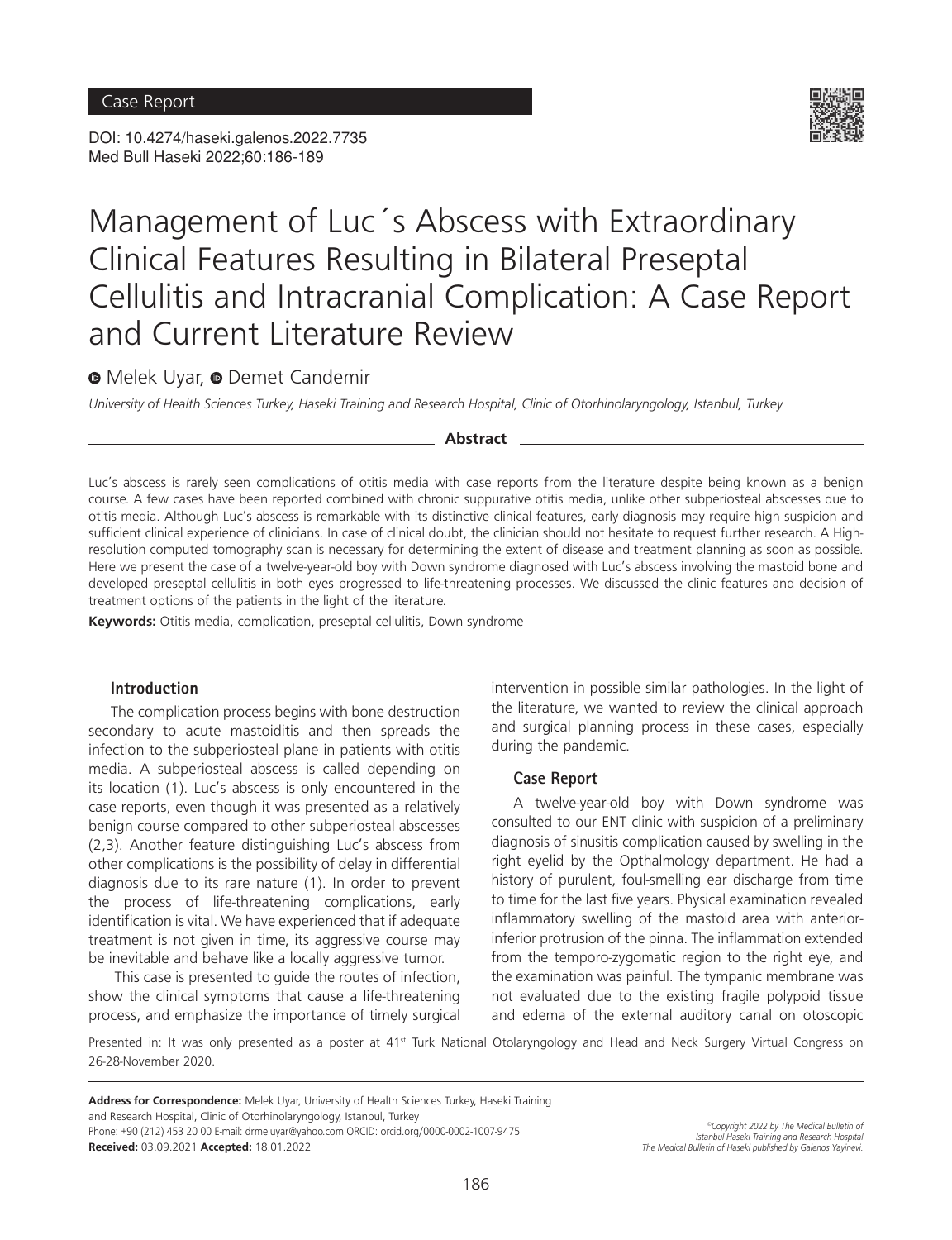Case Report

DOI: 10.4274/haseki.galenos.2022.7735
Med Bull Haseki 2022;60:186-189

# Management of Luc´s Abscess with Extraordinary Clinical Features Resulting in Bilateral Preseptal Cellulitis and Intracranial Complication: A Case Report and Current Literature Review

Melek Uyar, Demet Candemir

*University of Health Sciences Turkey, Haseki Training and Research Hospital, Clinic of Otorhinolaryngology, Istanbul, Turkey*

**Abstract**

Luc's abscess is rarely seen complications of otitis media with case reports from the literature despite being known as a benign course. A few cases have been reported combined with chronic suppurative otitis media, unlike other subperiosteal abscesses due to otitis media. Although Luc's abscess is remarkable with its distinctive clinical features, early diagnosis may require high suspicion and sufficient clinical experience of clinicians. In case of clinical doubt, the clinician should not hesitate to request further research. A High-resolution computed tomography scan is necessary for determining the extent of disease and treatment planning as soon as possible. Here we present the case of a twelve-year-old boy with Down syndrome diagnosed with Luc's abscess involving the mastoid bone and developed preseptal cellulitis in both eyes progressed to life-threatening processes. We discussed the clinic features and decision of treatment options of the patients in the light of the literature.

**Keywords:** Otitis media, complication, preseptal cellulitis, Down syndrome

## Introduction

The complication process begins with bone destruction secondary to acute mastoiditis and then spreads the infection to the subperiosteal plane in patients with otitis media. A subperiosteal abscess is called depending on its location (1). Luc's abscess is only encountered in the case reports, even though it was presented as a relatively benign course compared to other subperiosteal abscesses (2,3). Another feature distinguishing Luc's abscess from other complications is the possibility of delay in differential diagnosis due to its rare nature (1). In order to prevent the process of life-threatening complications, early identification is vital. We have experienced that if adequate treatment is not given in time, its aggressive course may be inevitable and behave like a locally aggressive tumor.

This case is presented to guide the routes of infection, show the clinical symptoms that cause a life-threatening process, and emphasize the importance of timely surgical intervention in possible similar pathologies. In the light of the literature, we wanted to review the clinical approach and surgical planning process in these cases, especially during the pandemic.

## Case Report

A twelve-year-old boy with Down syndrome was consulted to our ENT clinic with suspicion of a preliminary diagnosis of sinusitis complication caused by swelling in the right eyelid by the Opthalmology department. He had a history of purulent, foul-smelling ear discharge from time to time for the last five years. Physical examination revealed inflammatory swelling of the mastoid area with anterior-inferior protrusion of the pinna. The inflammation extended from the temporo-zygomatic region to the right eye, and the examination was painful. The tympanic membrane was not evaluated due to the existing fragile polypoid tissue and edema of the external auditory canal on otoscopic

Presented in: It was only presented as a poster at 41st Turk National Otolaryngology and Head and Neck Surgery Virtual Congress on 26-28-November 2020.

**Address for Correspondence:** Melek Uyar, University of Health Sciences Turkey, Haseki Training and Research Hospital, Clinic of Otorhinolaryngology, Istanbul, Turkey
Phone: +90 (212) 453 20 00 E-mail: drmeluyar@yahoo.com ORCID: orcid.org/0000-0002-1007-9475
**Received:** 03.09.2021 **Accepted:** 18.01.2022

©Copyright 2022 by The Medical Bulletin of Istanbul Haseki Training and Research Hospital
The Medical Bulletin of Haseki published by Galenos Yayinevi.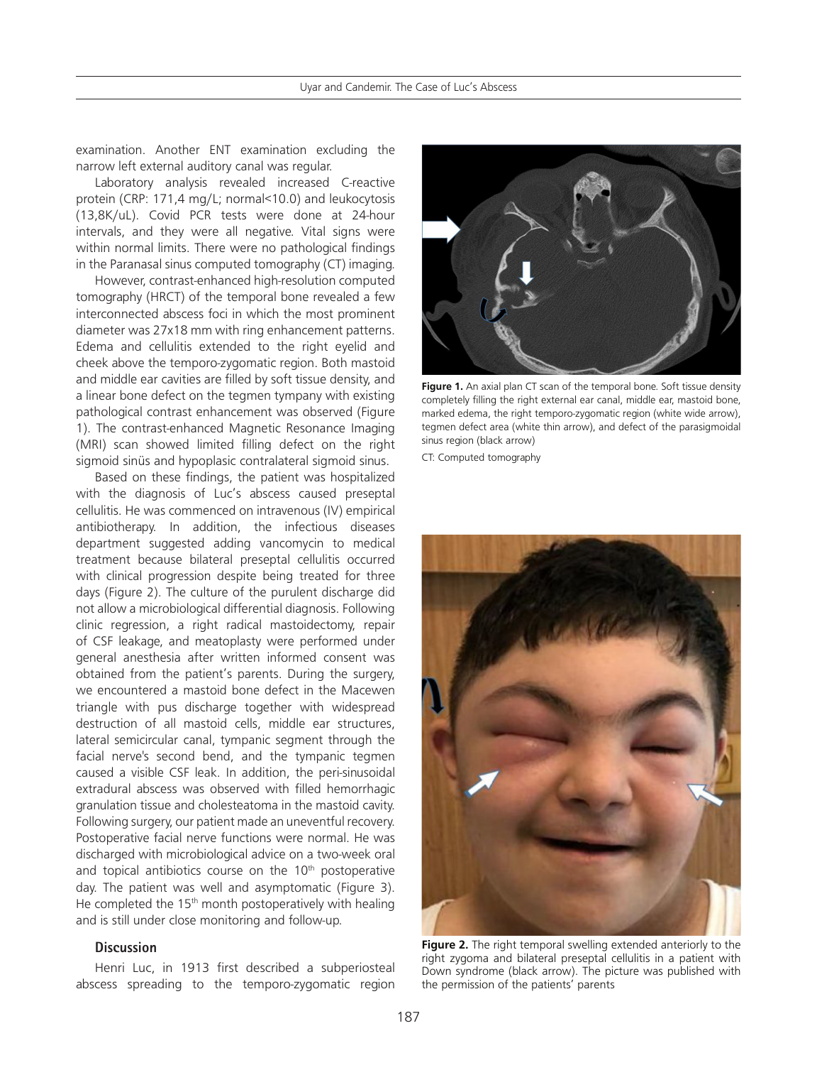examination. Another ENT examination excluding the narrow left external auditory canal was regular.

Laboratory analysis revealed increased C-reactive protein (CRP: 171,4 mg/L; normal<10.0) and leukocytosis (13,8K/uL). Covid PCR tests were done at 24-hour intervals, and they were all negative. Vital signs were within normal limits. There were no pathological findings in the Paranasal sinus computed tomography (CT) imaging.

However, contrast-enhanced high-resolution computed tomography (HRCT) of the temporal bone revealed a few interconnected abscess foci in which the most prominent diameter was 27x18 mm with ring enhancement patterns. Edema and cellulitis extended to the right eyelid and cheek above the temporo-zygomatic region. Both mastoid and middle ear cavities are filled by soft tissue density, and a linear bone defect on the tegmen tympany with existing pathological contrast enhancement was observed (Figure 1). The contrast-enhanced Magnetic Resonance Imaging (MRI) scan showed limited filling defect on the right sigmoid sinüs and hypoplasic contralateral sigmoid sinus.

Based on these findings, the patient was hospitalized with the diagnosis of Luc's abscess caused preseptal cellulitis. He was commenced on intravenous (IV) empirical antibiotherapy. In addition, the infectious diseases department suggested adding vancomycin to medical treatment because bilateral preseptal cellulitis occurred with clinical progression despite being treated for three days (Figure 2). The culture of the purulent discharge did not allow a microbiological differential diagnosis. Following clinic regression, a right radical mastoidectomy, repair of CSF leakage, and meatoplasty were performed under general anesthesia after written informed consent was obtained from the patient's parents. During the surgery, we encountered a mastoid bone defect in the Macewen triangle with pus discharge together with widespread destruction of all mastoid cells, middle ear structures, lateral semicircular canal, tympanic segment through the facial nerve's second bend, and the tympanic tegmen caused a visible CSF leak. In addition, the peri-sinusoidal extradural abscess was observed with filled hemorrhagic granulation tissue and cholesteatoma in the mastoid cavity. Following surgery, our patient made an uneventful recovery. Postoperative facial nerve functions were normal. He was discharged with microbiological advice on a two-week oral and topical antibiotics course on the 10th postoperative day. The patient was well and asymptomatic (Figure 3). He completed the 15th month postoperatively with healing and is still under close monitoring and follow-up.

**Figure 1.** An axial plan CT scan of the temporal bone. Soft tissue density completely filling the right external ear canal, middle ear, mastoid bone, marked edema, the right temporo-zygomatic region (white wide arrow), tegmen defect area (white thin arrow), and defect of the parasigmoidal sinus region (black arrow)

CT: Computed tomography

**Figure 2.** The right temporal swelling extended anteriorly to the right zygoma and bilateral preseptal cellulitis in a patient with Down syndrome (black arrow). The picture was published with the permission of the patients' parents

## Discussion

Henri Luc, in 1913 first described a subperiosteal abscess spreading to the temporo-zygomatic region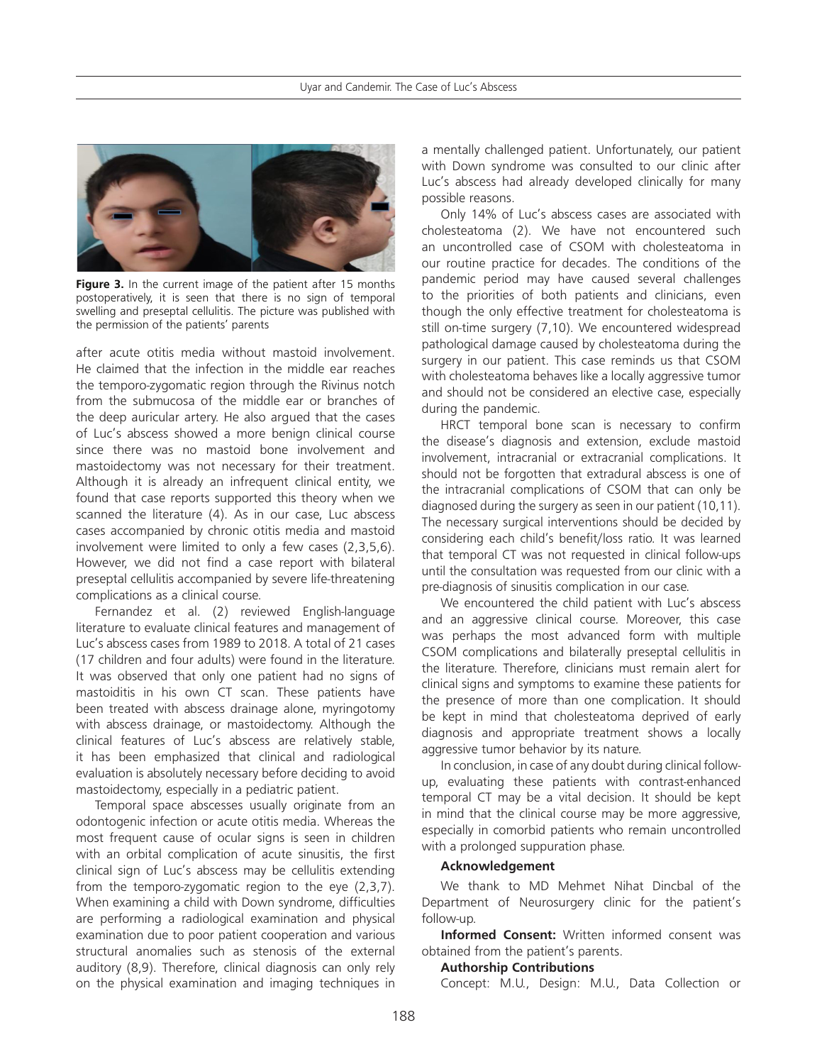**Figure 3.** In the current image of the patient after 15 months postoperatively, it is seen that there is no sign of temporal swelling and preseptal cellulitis. The picture was published with the permission of the patients' parents

after acute otitis media without mastoid involvement. He claimed that the infection in the middle ear reaches the temporo-zygomatic region through the Rivinus notch from the submucosa of the middle ear or branches of the deep auricular artery. He also argued that the cases of Luc's abscess showed a more benign clinical course since there was no mastoid bone involvement and mastoidectomy was not necessary for their treatment. Although it is already an infrequent clinical entity, we found that case reports supported this theory when we scanned the literature (4). As in our case, Luc abscess cases accompanied by chronic otitis media and mastoid involvement were limited to only a few cases (2,3,5,6). However, we did not find a case report with bilateral preseptal cellulitis accompanied by severe life-threatening complications as a clinical course.

Fernandez et al. (2) reviewed English-language literature to evaluate clinical features and management of Luc's abscess cases from 1989 to 2018. A total of 21 cases (17 children and four adults) were found in the literature. It was observed that only one patient had no signs of mastoiditis in his own CT scan. These patients have been treated with abscess drainage alone, myringotomy with abscess drainage, or mastoidectomy. Although the clinical features of Luc's abscess are relatively stable, it has been emphasized that clinical and radiological evaluation is absolutely necessary before deciding to avoid mastoidectomy, especially in a pediatric patient.

Temporal space abscesses usually originate from an odontogenic infection or acute otitis media. Whereas the most frequent cause of ocular signs is seen in children with an orbital complication of acute sinusitis, the first clinical sign of Luc's abscess may be cellulitis extending from the temporo-zygomatic region to the eye (2,3,7). When examining a child with Down syndrome, difficulties are performing a radiological examination and physical examination due to poor patient cooperation and various structural anomalies such as stenosis of the external auditory (8,9). Therefore, clinical diagnosis can only rely on the physical examination and imaging techniques in a mentally challenged patient. Unfortunately, our patient with Down syndrome was consulted to our clinic after Luc's abscess had already developed clinically for many possible reasons.

Only 14% of Luc's abscess cases are associated with cholesteatoma (2). We have not encountered such an uncontrolled case of CSOM with cholesteatoma in our routine practice for decades. The conditions of the pandemic period may have caused several challenges to the priorities of both patients and clinicians, even though the only effective treatment for cholesteatoma is still on-time surgery (7,10). We encountered widespread pathological damage caused by cholesteatoma during the surgery in our patient. This case reminds us that CSOM with cholesteatoma behaves like a locally aggressive tumor and should not be considered an elective case, especially during the pandemic.

HRCT temporal bone scan is necessary to confirm the disease's diagnosis and extension, exclude mastoid involvement, intracranial or extracranial complications. It should not be forgotten that extradural abscess is one of the intracranial complications of CSOM that can only be diagnosed during the surgery as seen in our patient (10,11). The necessary surgical interventions should be decided by considering each child's benefit/loss ratio. It was learned that temporal CT was not requested in clinical follow-ups until the consultation was requested from our clinic with a pre-diagnosis of sinusitis complication in our case.

We encountered the child patient with Luc's abscess and an aggressive clinical course. Moreover, this case was perhaps the most advanced form with multiple CSOM complications and bilaterally preseptal cellulitis in the literature. Therefore, clinicians must remain alert for clinical signs and symptoms to examine these patients for the presence of more than one complication. It should be kept in mind that cholesteatoma deprived of early diagnosis and appropriate treatment shows a locally aggressive tumor behavior by its nature.

In conclusion, in case of any doubt during clinical follow-up, evaluating these patients with contrast-enhanced temporal CT may be a vital decision. It should be kept in mind that the clinical course may be more aggressive, especially in comorbid patients who remain uncontrolled with a prolonged suppuration phase.

**Acknowledgement**

We thank to MD Mehmet Nihat Dincbal of the Department of Neurosurgery clinic for the patient's follow-up.

**Informed Consent:** Written informed consent was obtained from the patient's parents.

**Authorship Contributions**

Concept: M.U., Design: M.U., Data Collection or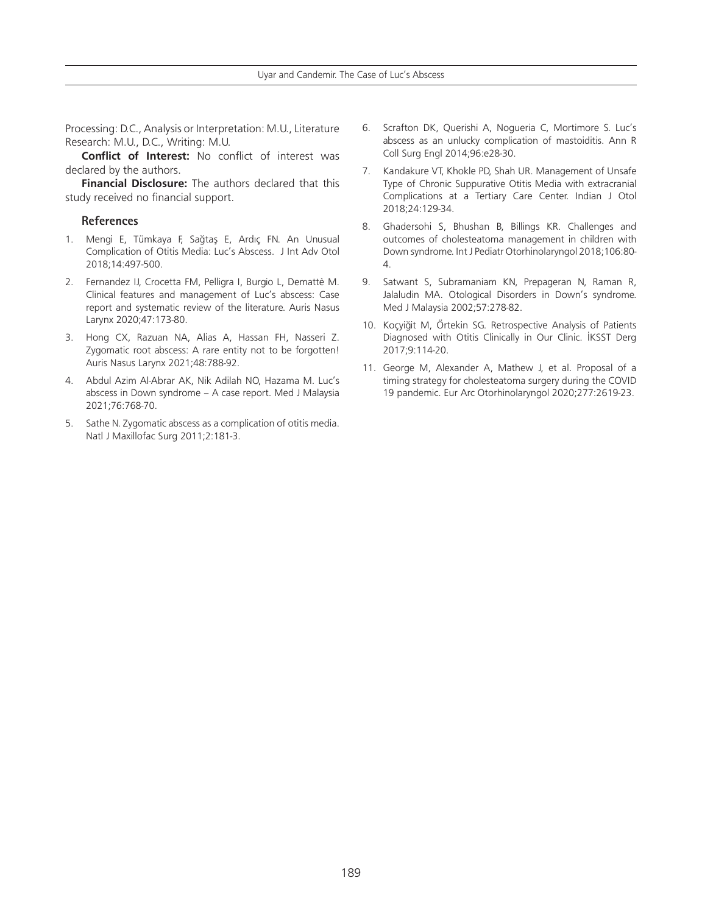Processing: D.C., Analysis or Interpretation: M.U., Literature Research: M.U., D.C., Writing: M.U.

**Conflict of Interest:** No conflict of interest was declared by the authors.

**Financial Disclosure:** The authors declared that this study received no financial support.

## References

1. Mengi E, Tümkaya F, Sağtaş E, Ardıç FN. An Unusual Complication of Otitis Media: Luc's Abscess. J Int Adv Otol 2018;14:497-500.
2. Fernandez IJ, Crocetta FM, Pelligra I, Burgio L, Demattè M. Clinical features and management of Luc's abscess: Case report and systematic review of the literature. Auris Nasus Larynx 2020;47:173-80.
3. Hong CX, Razuan NA, Alias A, Hassan FH, Nasseri Z. Zygomatic root abscess: A rare entity not to be forgotten! Auris Nasus Larynx 2021;48:788-92.
4. Abdul Azim Al-Abrar AK, Nik Adilah NO, Hazama M. Luc's abscess in Down syndrome – A case report. Med J Malaysia 2021;76:768-70.
5. Sathe N. Zygomatic abscess as a complication of otitis media. Natl J Maxillofac Surg 2011;2:181-3.
6. Scrafton DK, Querishi A, Nogueria C, Mortimore S. Luc's abscess as an unlucky complication of mastoiditis. Ann R Coll Surg Engl 2014;96:e28-30.
7. Kandakure VT, Khokle PD, Shah UR. Management of Unsafe Type of Chronic Suppurative Otitis Media with extracranial Complications at a Tertiary Care Center. Indian J Otol 2018;24:129-34.
8. Ghadersohi S, Bhushan B, Billings KR. Challenges and outcomes of cholesteatoma management in children with Down syndrome. Int J Pediatr Otorhinolaryngol 2018;106:80-4.
9. Satwant S, Subramaniam KN, Prepageran N, Raman R, Jalaludin MA. Otological Disorders in Down's syndrome. Med J Malaysia 2002;57:278-82.
10. Koçyiğit M, Örtekin SG. Retrospective Analysis of Patients Diagnosed with Otitis Clinically in Our Clinic. İKSST Derg 2017;9:114-20.
11. George M, Alexander A, Mathew J, et al. Proposal of a timing strategy for cholesteatoma surgery during the COVID 19 pandemic. Eur Arc Otorhinolaryngol 2020;277:2619-23.